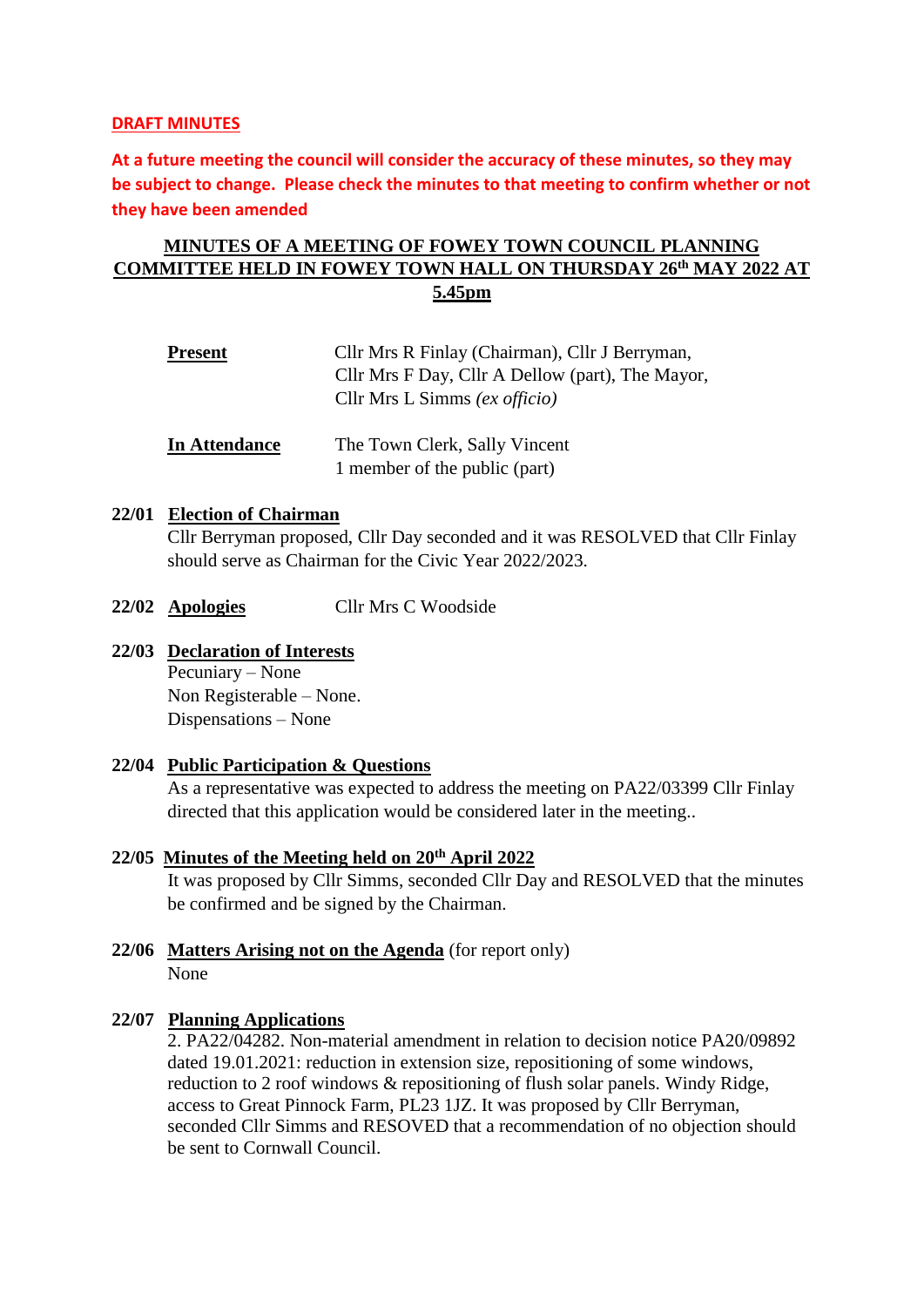**DRAFT MINUTES**

**At a future meeting the council will consider the accuracy of these minutes, so they may be subject to change. Please check the minutes to that meeting to confirm whether or not they have been amended**

# MINUTES OF A MEETING OF FOWEY TOWN COUNCIL PLANNING COMMITTEE HELD IN FOWEY TOWN HALL ON THURSDAY 26th MAY 2022 AT 5.45pm

| | |
|---|---|
| **Present** | Cllr Mrs R Finlay (Chairman), Cllr J Berryman, Cllr Mrs F Day, Cllr A Dellow (part), The Mayor, Cllr Mrs L Simms *(ex officio)* |
| **In Attendance** | The Town Clerk, Sally Vincent<br>1 member of the public (part) |

**22/01 Election of Chairman**
Cllr Berryman proposed, Cllr Day seconded and it was RESOLVED that Cllr Finlay should serve as Chairman for the Civic Year 2022/2023.

**22/02 Apologies** Cllr Mrs C Woodside

**22/03 Declaration of Interests**
Pecuniary – None
Non Registerable – None.
Dispensations – None

**22/04 Public Participation & Questions**
As a representative was expected to address the meeting on PA22/03399 Cllr Finlay directed that this application would be considered later in the meeting..

**22/05 Minutes of the Meeting held on 20th April 2022**
It was proposed by Cllr Simms, seconded Cllr Day and RESOLVED that the minutes be confirmed and be signed by the Chairman.

**22/06 Matters Arising not on the Agenda** (for report only)
None

**22/07 Planning Applications**
2. PA22/04282. Non-material amendment in relation to decision notice PA20/09892 dated 19.01.2021: reduction in extension size, repositioning of some windows, reduction to 2 roof windows & repositioning of flush solar panels. Windy Ridge, access to Great Pinnock Farm, PL23 1JZ. It was proposed by Cllr Berryman, seconded Cllr Simms and RESOVED that a recommendation of no objection should be sent to Cornwall Council.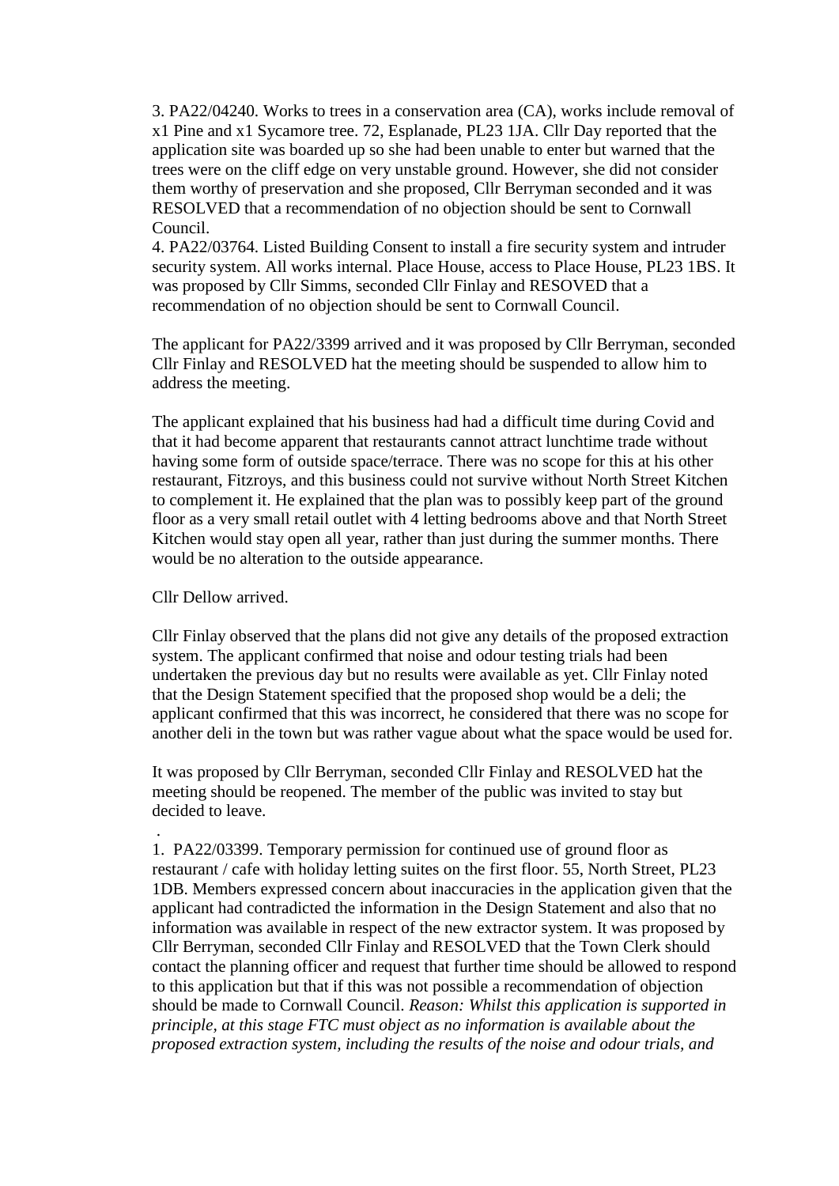3. PA22/04240. Works to trees in a conservation area (CA), works include removal of x1 Pine and x1 Sycamore tree. 72, Esplanade, PL23 1JA. Cllr Day reported that the application site was boarded up so she had been unable to enter but warned that the trees were on the cliff edge on very unstable ground. However, she did not consider them worthy of preservation and she proposed, Cllr Berryman seconded and it was RESOLVED that a recommendation of no objection should be sent to Cornwall Council.

4. PA22/03764. Listed Building Consent to install a fire security system and intruder security system. All works internal. Place House, access to Place House, PL23 1BS. It was proposed by Cllr Simms, seconded Cllr Finlay and RESOVED that a recommendation of no objection should be sent to Cornwall Council.

The applicant for PA22/3399 arrived and it was proposed by Cllr Berryman, seconded Cllr Finlay and RESOLVED hat the meeting should be suspended to allow him to address the meeting.

The applicant explained that his business had had a difficult time during Covid and that it had become apparent that restaurants cannot attract lunchtime trade without having some form of outside space/terrace. There was no scope for this at his other restaurant, Fitzroys, and this business could not survive without North Street Kitchen to complement it. He explained that the plan was to possibly keep part of the ground floor as a very small retail outlet with 4 letting bedrooms above and that North Street Kitchen would stay open all year, rather than just during the summer months. There would be no alteration to the outside appearance.

Cllr Dellow arrived.

Cllr Finlay observed that the plans did not give any details of the proposed extraction system. The applicant confirmed that noise and odour testing trials had been undertaken the previous day but no results were available as yet. Cllr Finlay noted that the Design Statement specified that the proposed shop would be a deli; the applicant confirmed that this was incorrect, he considered that there was no scope for another deli in the town but was rather vague about what the space would be used for.

It was proposed by Cllr Berryman, seconded Cllr Finlay and RESOLVED hat the meeting should be reopened. The member of the public was invited to stay but decided to leave.

.

1. PA22/03399. Temporary permission for continued use of ground floor as restaurant / cafe with holiday letting suites on the first floor. 55, North Street, PL23 1DB. Members expressed concern about inaccuracies in the application given that the applicant had contradicted the information in the Design Statement and also that no information was available in respect of the new extractor system. It was proposed by Cllr Berryman, seconded Cllr Finlay and RESOLVED that the Town Clerk should contact the planning officer and request that further time should be allowed to respond to this application but that if this was not possible a recommendation of objection should be made to Cornwall Council. *Reason: Whilst this application is supported in principle, at this stage FTC must object as no information is available about the proposed extraction system, including the results of the noise and odour trials, and*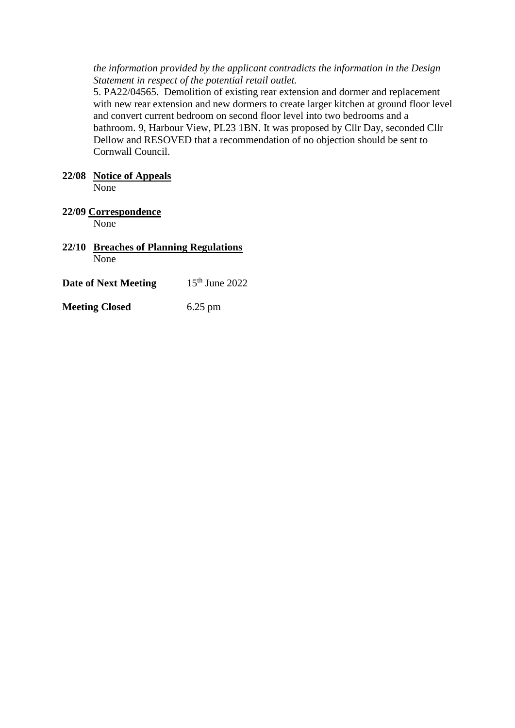*the information provided by the applicant contradicts the information in the Design Statement in respect of the potential retail outlet.*

5. PA22/04565. Demolition of existing rear extension and dormer and replacement with new rear extension and new dormers to create larger kitchen at ground floor level and convert current bedroom on second floor level into two bedrooms and a bathroom. 9, Harbour View, PL23 1BN. It was proposed by Cllr Day, seconded Cllr Dellow and RESOVED that a recommendation of no objection should be sent to Cornwall Council.

**22/08 <u>Notice of Appeals</u>**

None

**22/09 <u>Correspondence</u>**

None

**22/10 <u>Breaches of Planning Regulations</u>**

None

**Date of Next Meeting** 15th June 2022

**Meeting Closed** 6.25 pm